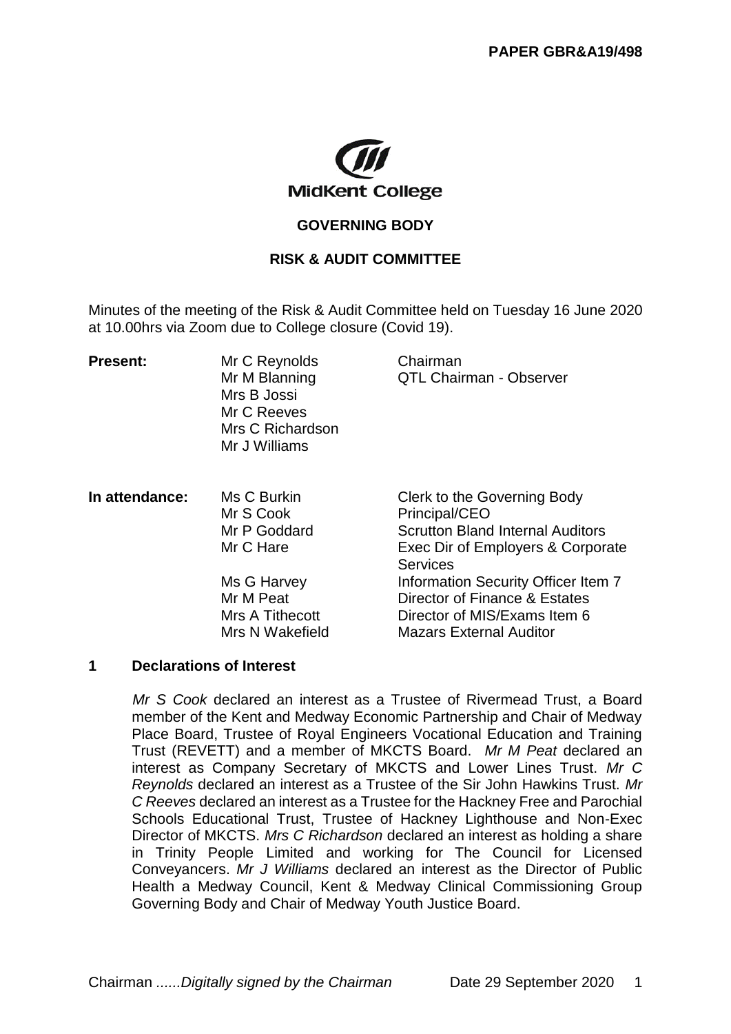**PAPER GBR&A19/498**

MidKent College

**GOVERNING BODY**

**RISK & AUDIT COMMITTEE**

Minutes of the meeting of the Risk & Audit Committee held on Tuesday 16 June 2020 at 10.00hrs via Zoom due to College closure (Covid 19).

| | | |
|---|---|---|
| **Present:** | Mr C Reynolds | Chairman |
| | Mr M Blanning | QTL Chairman - Observer |
| | Mrs B Jossi | |
| | Mr C Reeves | |
| | Mrs C Richardson | |
| | Mr J Williams | |
| **In attendance:** | Ms C Burkin | Clerk to the Governing Body |
| | Mr S Cook | Principal/CEO |
| | Mr P Goddard | Scrutton Bland Internal Auditors |
| | Mr C Hare | Exec Dir of Employers & Corporate Services |
| | Ms G Harvey | Information Security Officer Item 7 |
| | Mr M Peat | Director of Finance & Estates |
| | Mrs A Tithecott | Director of MIS/Exams Item 6 |
| | Mrs N Wakefield | Mazars External Auditor |

## 1 Declarations of Interest

*Mr S Cook* declared an interest as a Trustee of Rivermead Trust, a Board member of the Kent and Medway Economic Partnership and Chair of Medway Place Board, Trustee of Royal Engineers Vocational Education and Training Trust (REVETT) and a member of MKCTS Board. *Mr M Peat* declared an interest as Company Secretary of MKCTS and Lower Lines Trust. *Mr C Reynolds* declared an interest as a Trustee of the Sir John Hawkins Trust. *Mr C Reeves* declared an interest as a Trustee for the Hackney Free and Parochial Schools Educational Trust, Trustee of Hackney Lighthouse and Non-Exec Director of MKCTS. *Mrs C Richardson* declared an interest as holding a share in Trinity People Limited and working for The Council for Licensed Conveyancers. *Mr J Williams* declared an interest as the Director of Public Health a Medway Council, Kent & Medway Clinical Commissioning Group Governing Body and Chair of Medway Youth Justice Board.

Chairman ......*Digitally signed by the Chairman* Date 29 September 2020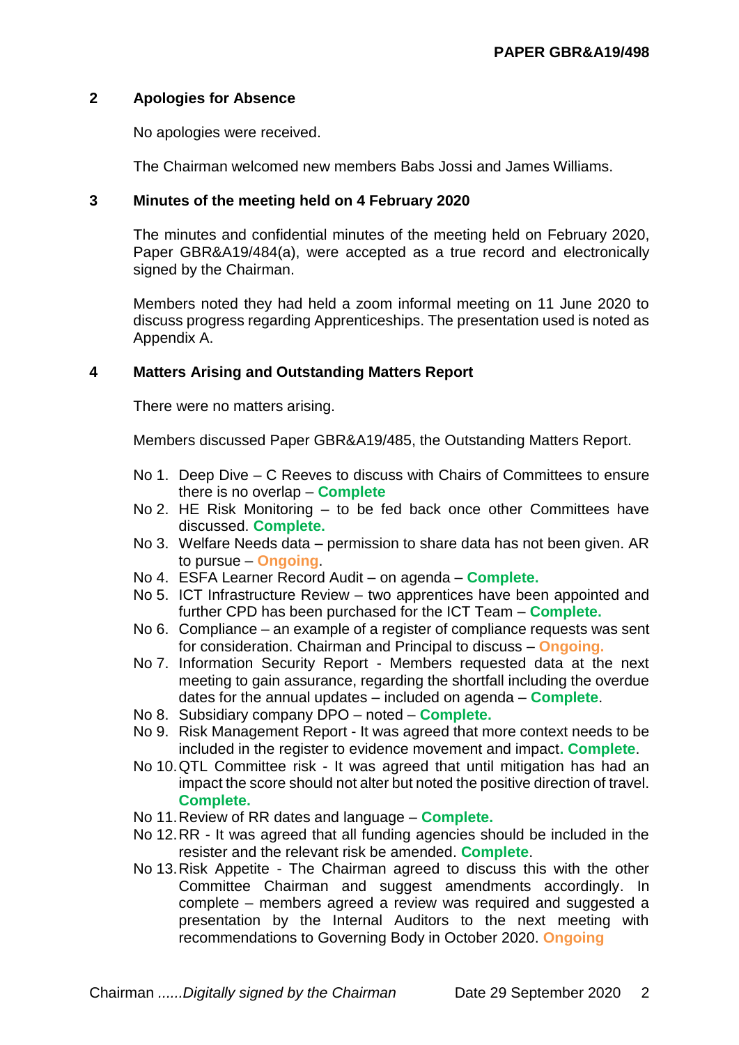## 2 Apologies for Absence

No apologies were received.

The Chairman welcomed new members Babs Jossi and James Williams.

## 3 Minutes of the meeting held on 4 February 2020

The minutes and confidential minutes of the meeting held on February 2020, Paper GBR&A19/484(a), were accepted as a true record and electronically signed by the Chairman.

Members noted they had held a zoom informal meeting on 11 June 2020 to discuss progress regarding Apprenticeships. The presentation used is noted as Appendix A.

## 4 Matters Arising and Outstanding Matters Report

There were no matters arising.

Members discussed Paper GBR&A19/485, the Outstanding Matters Report.

- No 1. Deep Dive – C Reeves to discuss with Chairs of Committees to ensure there is no overlap – **Complete**
- No 2. HE Risk Monitoring – to be fed back once other Committees have discussed. **Complete.**
- No 3. Welfare Needs data – permission to share data has not been given. AR to pursue – **Ongoing**.
- No 4. ESFA Learner Record Audit – on agenda – **Complete.**
- No 5. ICT Infrastructure Review – two apprentices have been appointed and further CPD has been purchased for the ICT Team – **Complete.**
- No 6. Compliance – an example of a register of compliance requests was sent for consideration. Chairman and Principal to discuss – **Ongoing.**
- No 7. Information Security Report - Members requested data at the next meeting to gain assurance, regarding the shortfall including the overdue dates for the annual updates – included on agenda – **Complete**.
- No 8. Subsidiary company DPO – noted – **Complete.**
- No 9. Risk Management Report - It was agreed that more context needs to be included in the register to evidence movement and impact. **Complete**.
- No 10. QTL Committee risk - It was agreed that until mitigation has had an impact the score should not alter but noted the positive direction of travel. **Complete.**
- No 11. Review of RR dates and language – **Complete.**
- No 12. RR - It was agreed that all funding agencies should be included in the resister and the relevant risk be amended. **Complete**.
- No 13. Risk Appetite - The Chairman agreed to discuss this with the other Committee Chairman and suggest amendments accordingly. In complete – members agreed a review was required and suggested a presentation by the Internal Auditors to the next meeting with recommendations to Governing Body in October 2020. **Ongoing**

Chairman ......*Digitally signed by the Chairman* Date 29 September 2020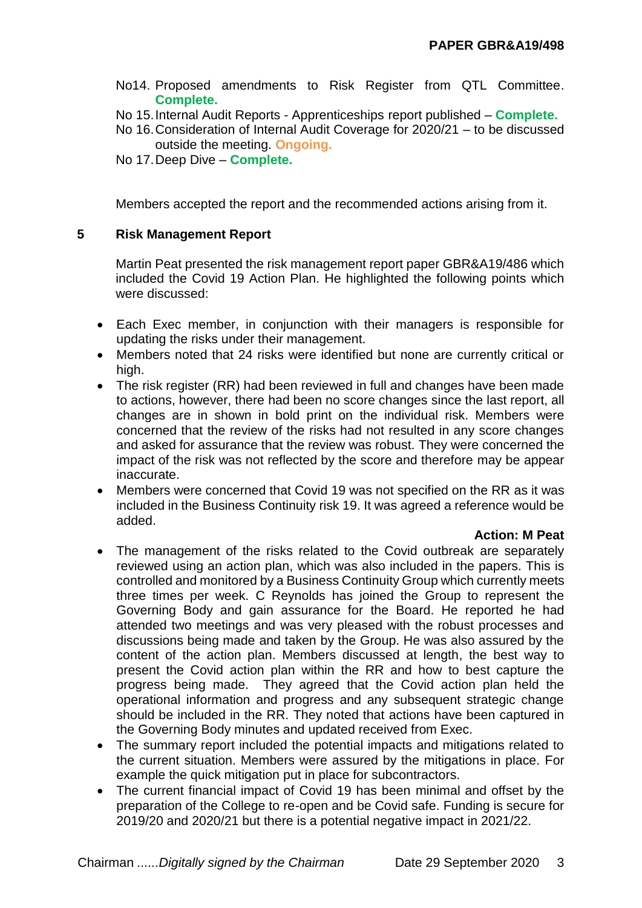No14. Proposed amendments to Risk Register from QTL Committee. **Complete.**

No 15. Internal Audit Reports - Apprenticeships report published – **Complete.**

No 16. Consideration of Internal Audit Coverage for 2020/21 – to be discussed outside the meeting. **Ongoing.**

No 17. Deep Dive – **Complete.**

Members accepted the report and the recommended actions arising from it.

## 5 Risk Management Report

Martin Peat presented the risk management report paper GBR&A19/486 which included the Covid 19 Action Plan. He highlighted the following points which were discussed:

- Each Exec member, in conjunction with their managers is responsible for updating the risks under their management.
- Members noted that 24 risks were identified but none are currently critical or high.
- The risk register (RR) had been reviewed in full and changes have been made to actions, however, there had been no score changes since the last report, all changes are in shown in bold print on the individual risk. Members were concerned that the review of the risks had not resulted in any score changes and asked for assurance that the review was robust. They were concerned the impact of the risk was not reflected by the score and therefore may be appear inaccurate.
- Members were concerned that Covid 19 was not specified on the RR as it was included in the Business Continuity risk 19. It was agreed a reference would be added.

  **Action: M Peat**

- The management of the risks related to the Covid outbreak are separately reviewed using an action plan, which was also included in the papers. This is controlled and monitored by a Business Continuity Group which currently meets three times per week. C Reynolds has joined the Group to represent the Governing Body and gain assurance for the Board. He reported he had attended two meetings and was very pleased with the robust processes and discussions being made and taken by the Group. He was also assured by the content of the action plan. Members discussed at length, the best way to present the Covid action plan within the RR and how to best capture the progress being made. They agreed that the Covid action plan held the operational information and progress and any subsequent strategic change should be included in the RR. They noted that actions have been captured in the Governing Body minutes and updated received from Exec.
- The summary report included the potential impacts and mitigations related to the current situation. Members were assured by the mitigations in place. For example the quick mitigation put in place for subcontractors.
- The current financial impact of Covid 19 has been minimal and offset by the preparation of the College to re-open and be Covid safe. Funding is secure for 2019/20 and 2020/21 but there is a potential negative impact in 2021/22.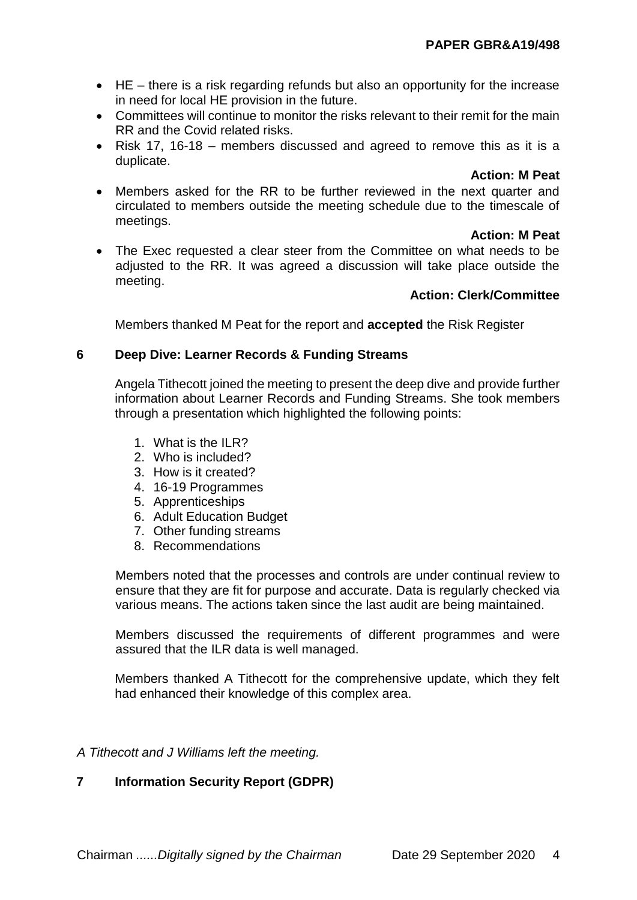- HE – there is a risk regarding refunds but also an opportunity for the increase in need for local HE provision in the future.
- Committees will continue to monitor the risks relevant to their remit for the main RR and the Covid related risks.
- Risk 17, 16-18 – members discussed and agreed to remove this as it is a duplicate.

**Action: M Peat**

- Members asked for the RR to be further reviewed in the next quarter and circulated to members outside the meeting schedule due to the timescale of meetings.

**Action: M Peat**

- The Exec requested a clear steer from the Committee on what needs to be adjusted to the RR. It was agreed a discussion will take place outside the meeting.

**Action: Clerk/Committee**

Members thanked M Peat for the report and **accepted** the Risk Register

## 6 Deep Dive: Learner Records & Funding Streams

Angela Tithecott joined the meeting to present the deep dive and provide further information about Learner Records and Funding Streams. She took members through a presentation which highlighted the following points:

1. What is the ILR?
2. Who is included?
3. How is it created?
4. 16-19 Programmes
5. Apprenticeships
6. Adult Education Budget
7. Other funding streams
8. Recommendations

Members noted that the processes and controls are under continual review to ensure that they are fit for purpose and accurate. Data is regularly checked via various means. The actions taken since the last audit are being maintained.

Members discussed the requirements of different programmes and were assured that the ILR data is well managed.

Members thanked A Tithecott for the comprehensive update, which they felt had enhanced their knowledge of this complex area.

*A Tithecott and J Williams left the meeting.*

## 7 Information Security Report (GDPR)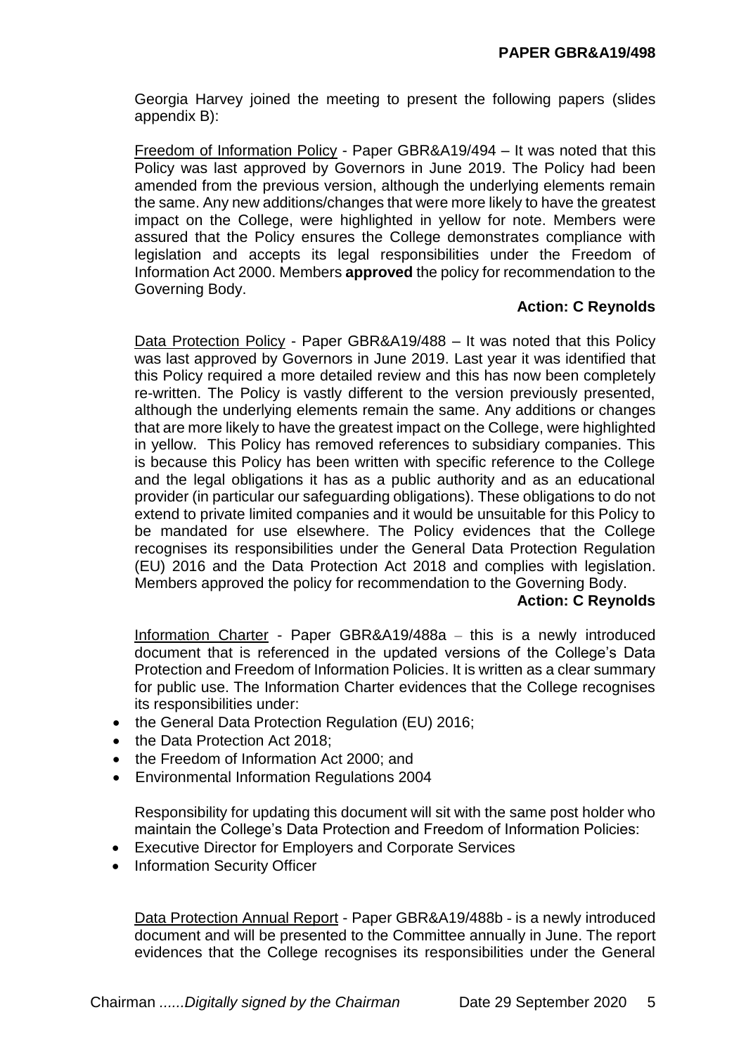Georgia Harvey joined the meeting to present the following papers (slides appendix B):

Freedom of Information Policy - Paper GBR&A19/494 – It was noted that this Policy was last approved by Governors in June 2019. The Policy had been amended from the previous version, although the underlying elements remain the same. Any new additions/changes that were more likely to have the greatest impact on the College, were highlighted in yellow for note. Members were assured that the Policy ensures the College demonstrates compliance with legislation and accepts its legal responsibilities under the Freedom of Information Act 2000. Members **approved** the policy for recommendation to the Governing Body.

**Action: C Reynolds**

Data Protection Policy - Paper GBR&A19/488 – It was noted that this Policy was last approved by Governors in June 2019. Last year it was identified that this Policy required a more detailed review and this has now been completely re-written. The Policy is vastly different to the version previously presented, although the underlying elements remain the same. Any additions or changes that are more likely to have the greatest impact on the College, were highlighted in yellow. This Policy has removed references to subsidiary companies. This is because this Policy has been written with specific reference to the College and the legal obligations it has as a public authority and as an educational provider (in particular our safeguarding obligations). These obligations to do not extend to private limited companies and it would be unsuitable for this Policy to be mandated for use elsewhere. The Policy evidences that the College recognises its responsibilities under the General Data Protection Regulation (EU) 2016 and the Data Protection Act 2018 and complies with legislation. Members approved the policy for recommendation to the Governing Body.

**Action: C Reynolds**

Information Charter - Paper GBR&A19/488a – this is a newly introduced document that is referenced in the updated versions of the College's Data Protection and Freedom of Information Policies. It is written as a clear summary for public use. The Information Charter evidences that the College recognises its responsibilities under:

- the General Data Protection Regulation (EU) 2016;
- the Data Protection Act 2018;
- the Freedom of Information Act 2000; and
- Environmental Information Regulations 2004

Responsibility for updating this document will sit with the same post holder who maintain the College's Data Protection and Freedom of Information Policies:

- Executive Director for Employers and Corporate Services
- Information Security Officer

Data Protection Annual Report - Paper GBR&A19/488b - is a newly introduced document and will be presented to the Committee annually in June. The report evidences that the College recognises its responsibilities under the General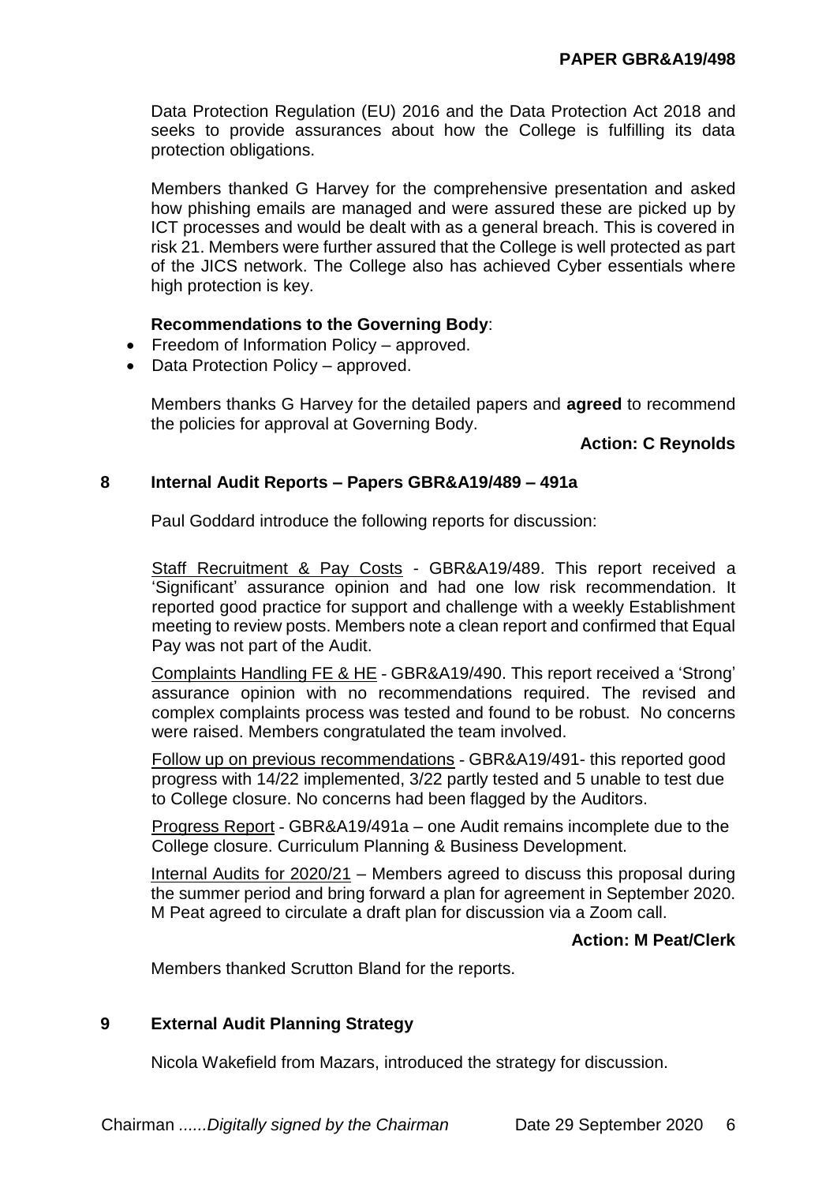Data Protection Regulation (EU) 2016 and the Data Protection Act 2018 and seeks to provide assurances about how the College is fulfilling its data protection obligations.

Members thanked G Harvey for the comprehensive presentation and asked how phishing emails are managed and were assured these are picked up by ICT processes and would be dealt with as a general breach. This is covered in risk 21. Members were further assured that the College is well protected as part of the JICS network. The College also has achieved Cyber essentials where high protection is key.

**Recommendations to the Governing Body**:

- Freedom of Information Policy – approved.
- Data Protection Policy – approved.

Members thanks G Harvey for the detailed papers and **agreed** to recommend the policies for approval at Governing Body.

**Action: C Reynolds**

## 8 Internal Audit Reports – Papers GBR&A19/489 – 491a

Paul Goddard introduce the following reports for discussion:

Staff Recruitment & Pay Costs - GBR&A19/489. This report received a 'Significant' assurance opinion and had one low risk recommendation. It reported good practice for support and challenge with a weekly Establishment meeting to review posts. Members note a clean report and confirmed that Equal Pay was not part of the Audit.

Complaints Handling FE & HE - GBR&A19/490. This report received a 'Strong' assurance opinion with no recommendations required. The revised and complex complaints process was tested and found to be robust. No concerns were raised. Members congratulated the team involved.

Follow up on previous recommendations - GBR&A19/491- this reported good progress with 14/22 implemented, 3/22 partly tested and 5 unable to test due to College closure. No concerns had been flagged by the Auditors.

Progress Report - GBR&A19/491a – one Audit remains incomplete due to the College closure. Curriculum Planning & Business Development.

Internal Audits for 2020/21 – Members agreed to discuss this proposal during the summer period and bring forward a plan for agreement in September 2020. M Peat agreed to circulate a draft plan for discussion via a Zoom call.

**Action: M Peat/Clerk**

Members thanked Scrutton Bland for the reports.

## 9 External Audit Planning Strategy

Nicola Wakefield from Mazars, introduced the strategy for discussion.

Chairman ......*Digitally signed by the Chairman* Date 29 September 2020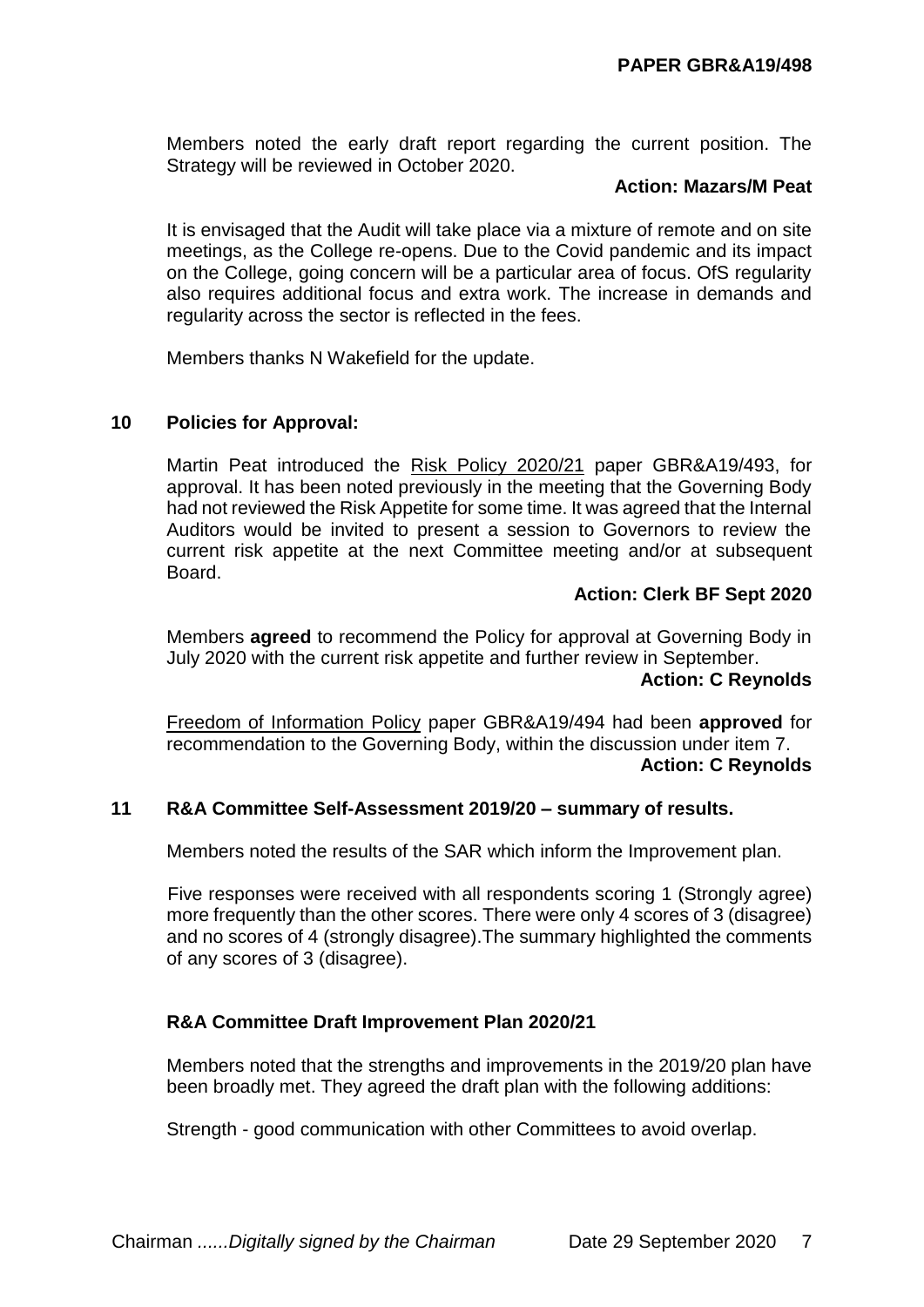Members noted the early draft report regarding the current position. The Strategy will be reviewed in October 2020.

**Action: Mazars/M Peat**

It is envisaged that the Audit will take place via a mixture of remote and on site meetings, as the College re-opens. Due to the Covid pandemic and its impact on the College, going concern will be a particular area of focus. OfS regularity also requires additional focus and extra work. The increase in demands and regularity across the sector is reflected in the fees.

Members thanks N Wakefield for the update.

## 10 Policies for Approval:

Martin Peat introduced the Risk Policy 2020/21 paper GBR&A19/493, for approval. It has been noted previously in the meeting that the Governing Body had not reviewed the Risk Appetite for some time. It was agreed that the Internal Auditors would be invited to present a session to Governors to review the current risk appetite at the next Committee meeting and/or at subsequent Board.

**Action: Clerk BF Sept 2020**

Members **agreed** to recommend the Policy for approval at Governing Body in July 2020 with the current risk appetite and further review in September.

**Action: C Reynolds**

Freedom of Information Policy paper GBR&A19/494 had been **approved** for recommendation to the Governing Body, within the discussion under item 7.

**Action: C Reynolds**

## 11 R&A Committee Self-Assessment 2019/20 – summary of results.

Members noted the results of the SAR which inform the Improvement plan.

Five responses were received with all respondents scoring 1 (Strongly agree) more frequently than the other scores. There were only 4 scores of 3 (disagree) and no scores of 4 (strongly disagree).The summary highlighted the comments of any scores of 3 (disagree).

### R&A Committee Draft Improvement Plan 2020/21

Members noted that the strengths and improvements in the 2019/20 plan have been broadly met. They agreed the draft plan with the following additions:

Strength - good communication with other Committees to avoid overlap.

Chairman ......*Digitally signed by the Chairman* Date 29 September 2020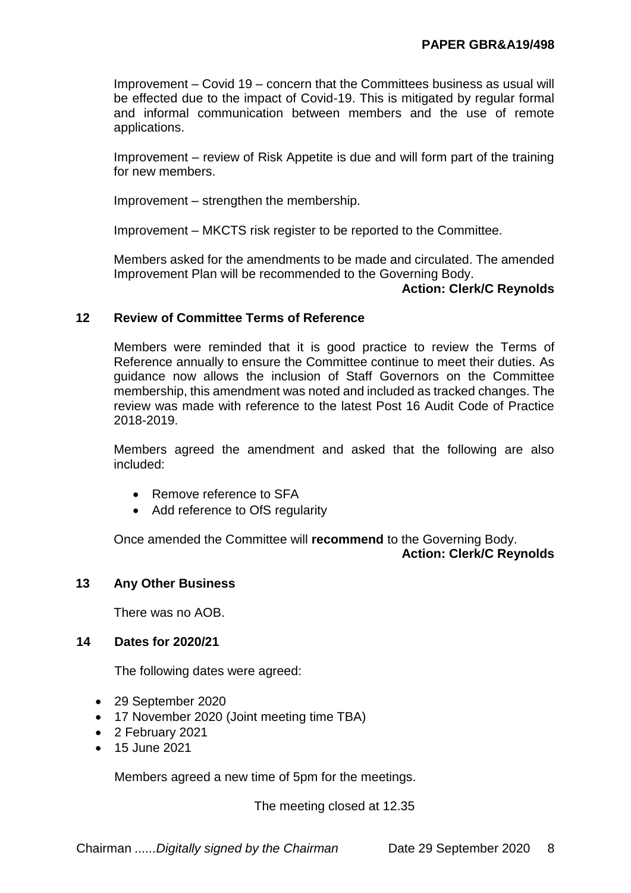Improvement – Covid 19 – concern that the Committees business as usual will be effected due to the impact of Covid-19. This is mitigated by regular formal and informal communication between members and the use of remote applications.

Improvement – review of Risk Appetite is due and will form part of the training for new members.

Improvement – strengthen the membership.

Improvement – MKCTS risk register to be reported to the Committee.

Members asked for the amendments to be made and circulated. The amended Improvement Plan will be recommended to the Governing Body.

**Action: Clerk/C Reynolds**

## 12 Review of Committee Terms of Reference

Members were reminded that it is good practice to review the Terms of Reference annually to ensure the Committee continue to meet their duties. As guidance now allows the inclusion of Staff Governors on the Committee membership, this amendment was noted and included as tracked changes. The review was made with reference to the latest Post 16 Audit Code of Practice 2018-2019.

Members agreed the amendment and asked that the following are also included:

- Remove reference to SFA
- Add reference to OfS regularity

Once amended the Committee will **recommend** to the Governing Body.

**Action: Clerk/C Reynolds**

## 13 Any Other Business

There was no AOB.

## 14 Dates for 2020/21

The following dates were agreed:

- 29 September 2020
- 17 November 2020 (Joint meeting time TBA)
- 2 February 2021
- 15 June 2021

Members agreed a new time of 5pm for the meetings.

The meeting closed at 12.35

Chairman ......*Digitally signed by the Chairman* Date 29 September 2020